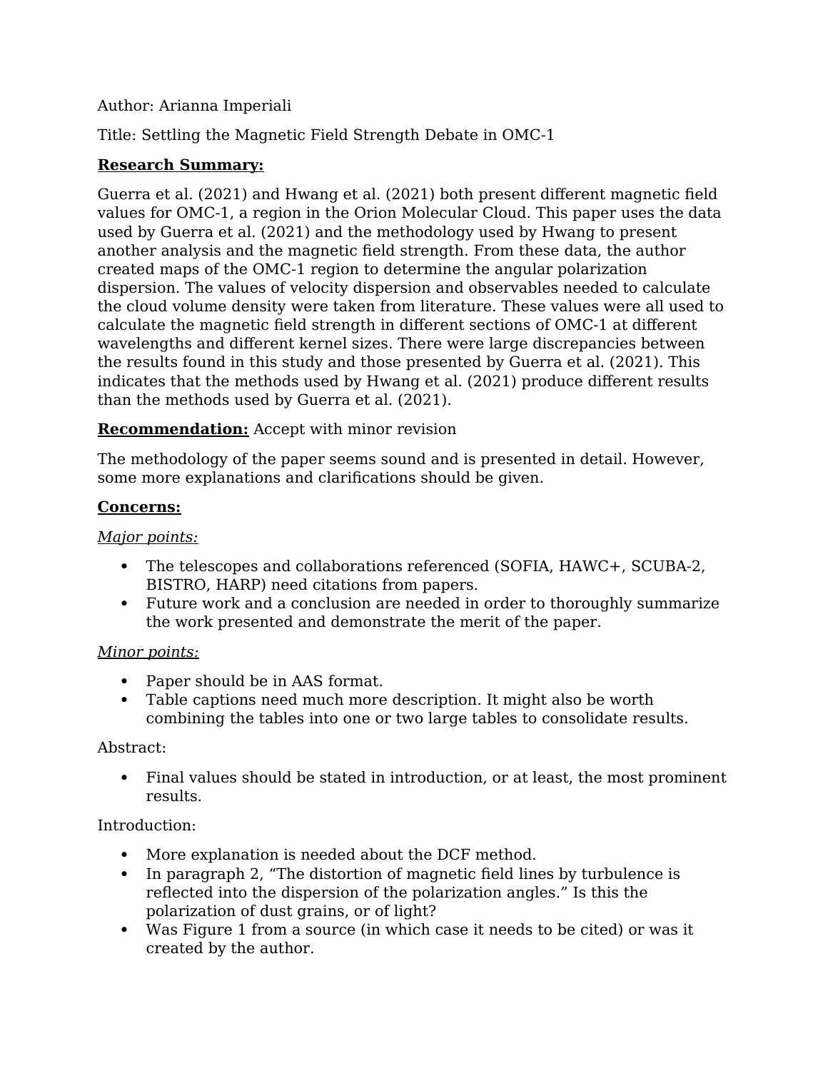Author: Arianna Imperiali

Title: Settling the Magnetic Field Strength Debate in OMC-1

**Research Summary:**

Guerra et al. (2021) and Hwang et al. (2021) both present different magnetic field values for OMC-1, a region in the Orion Molecular Cloud. This paper uses the data used by Guerra et al. (2021) and the methodology used by Hwang to present another analysis and the magnetic field strength. From these data, the author created maps of the OMC-1 region to determine the angular polarization dispersion. The values of velocity dispersion and observables needed to calculate the cloud volume density were taken from literature. These values were all used to calculate the magnetic field strength in different sections of OMC-1 at different wavelengths and different kernel sizes. There were large discrepancies between the results found in this study and those presented by Guerra et al. (2021). This indicates that the methods used by Hwang et al. (2021) produce different results than the methods used by Guerra et al. (2021).

**Recommendation:** Accept with minor revision

The methodology of the paper seems sound and is presented in detail. However, some more explanations and clarifications should be given.

**Concerns:**

*Major points:*

- The telescopes and collaborations referenced (SOFIA, HAWC+, SCUBA-2, BISTRO, HARP) need citations from papers.
- Future work and a conclusion are needed in order to thoroughly summarize the work presented and demonstrate the merit of the paper.

*Minor points:*

- Paper should be in AAS format.
- Table captions need much more description. It might also be worth combining the tables into one or two large tables to consolidate results.

Abstract:

- Final values should be stated in introduction, or at least, the most prominent results.

Introduction:

- More explanation is needed about the DCF method.
- In paragraph 2, "The distortion of magnetic field lines by turbulence is reflected into the dispersion of the polarization angles." Is this the polarization of dust grains, or of light?
- Was Figure 1 from a source (in which case it needs to be cited) or was it created by the author.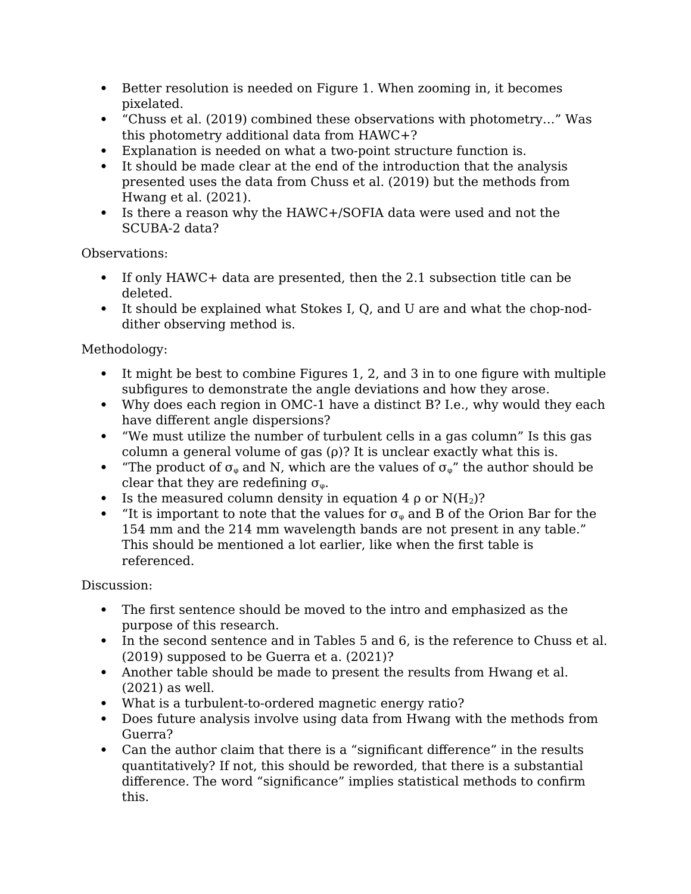- Better resolution is needed on Figure 1. When zooming in, it becomes pixelated.
- "Chuss et al. (2019) combined these observations with photometry…" Was this photometry additional data from HAWC+?
- Explanation is needed on what a two-point structure function is.
- It should be made clear at the end of the introduction that the analysis presented uses the data from Chuss et al. (2019) but the methods from Hwang et al. (2021).
- Is there a reason why the HAWC+/SOFIA data were used and not the SCUBA-2 data?

Observations:

- If only HAWC+ data are presented, then the 2.1 subsection title can be deleted.
- It should be explained what Stokes I, Q, and U are and what the chop-nod-dither observing method is.

Methodology:

- It might be best to combine Figures 1, 2, and 3 in to one figure with multiple subfigures to demonstrate the angle deviations and how they arose.
- Why does each region in OMC-1 have a distinct B? I.e., why would they each have different angle dispersions?
- "We must utilize the number of turbulent cells in a gas column" Is this gas column a general volume of gas (ρ)? It is unclear exactly what this is.
- "The product of $\sigma_\varphi$ and N, which are the values of $\sigma_\varphi$" the author should be clear that they are redefining $\sigma_\varphi$.
- Is the measured column density in equation 4 ρ or $N(H_2)$?
- "It is important to note that the values for $\sigma_\varphi$ and B of the Orion Bar for the 154 mm and the 214 mm wavelength bands are not present in any table." This should be mentioned a lot earlier, like when the first table is referenced.

Discussion:

- The first sentence should be moved to the intro and emphasized as the purpose of this research.
- In the second sentence and in Tables 5 and 6, is the reference to Chuss et al. (2019) supposed to be Guerra et a. (2021)?
- Another table should be made to present the results from Hwang et al. (2021) as well.
- What is a turbulent-to-ordered magnetic energy ratio?
- Does future analysis involve using data from Hwang with the methods from Guerra?
- Can the author claim that there is a "significant difference" in the results quantitatively? If not, this should be reworded, that there is a substantial difference. The word "significance" implies statistical methods to confirm this.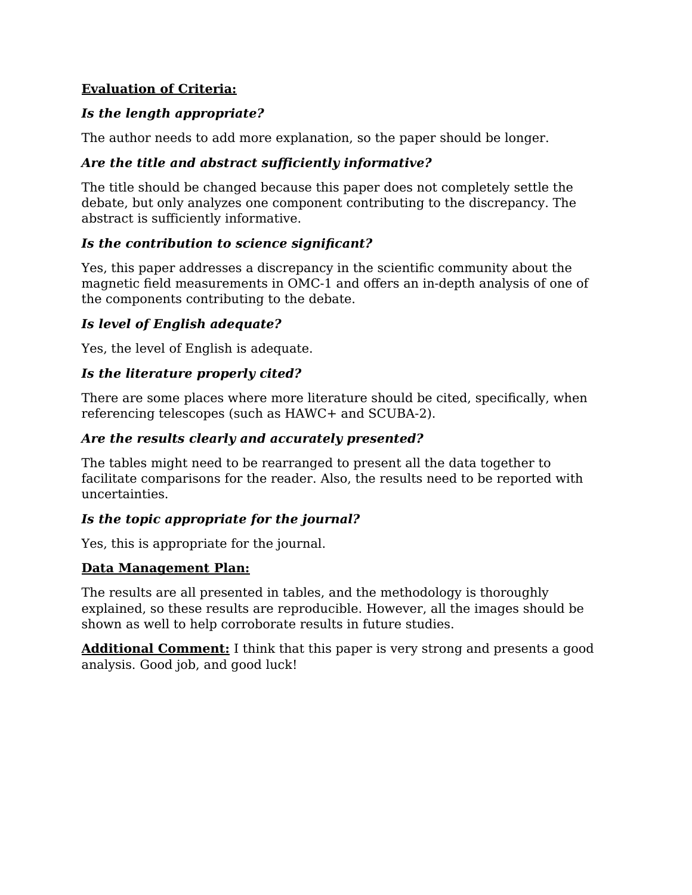**<u>Evaluation of Criteria:</u>**

***Is the length appropriate?***

The author needs to add more explanation, so the paper should be longer.

***Are the title and abstract sufficiently informative?***

The title should be changed because this paper does not completely settle the debate, but only analyzes one component contributing to the discrepancy. The abstract is sufficiently informative.

***Is the contribution to science significant?***

Yes, this paper addresses a discrepancy in the scientific community about the magnetic field measurements in OMC-1 and offers an in-depth analysis of one of the components contributing to the debate.

***Is level of English adequate?***

Yes, the level of English is adequate.

***Is the literature properly cited?***

There are some places where more literature should be cited, specifically, when referencing telescopes (such as HAWC+ and SCUBA-2).

***Are the results clearly and accurately presented?***

The tables might need to be rearranged to present all the data together to facilitate comparisons for the reader. Also, the results need to be reported with uncertainties.

***Is the topic appropriate for the journal?***

Yes, this is appropriate for the journal.

**<u>Data Management Plan:</u>**

The results are all presented in tables, and the methodology is thoroughly explained, so these results are reproducible. However, all the images should be shown as well to help corroborate results in future studies.

**<u>Additional Comment:</u>** I think that this paper is very strong and presents a good analysis. Good job, and good luck!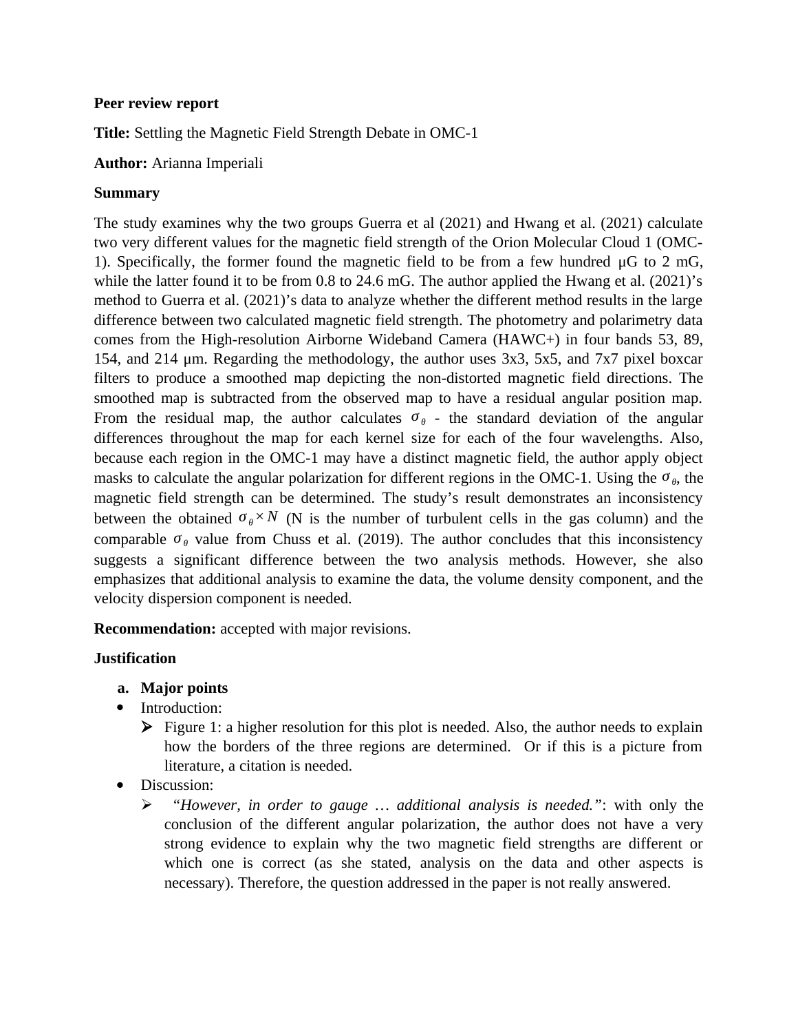**Peer review report**

**Title:** Settling the Magnetic Field Strength Debate in OMC-1

**Author:** Arianna Imperiali

**Summary**

The study examines why the two groups Guerra et al (2021) and Hwang et al. (2021) calculate two very different values for the magnetic field strength of the Orion Molecular Cloud 1 (OMC-1). Specifically, the former found the magnetic field to be from a few hundred μG to 2 mG, while the latter found it to be from 0.8 to 24.6 mG. The author applied the Hwang et al. (2021)'s method to Guerra et al. (2021)'s data to analyze whether the different method results in the large difference between two calculated magnetic field strength. The photometry and polarimetry data comes from the High-resolution Airborne Wideband Camera (HAWC+) in four bands 53, 89, 154, and 214 µm. Regarding the methodology, the author uses 3x3, 5x5, and 7x7 pixel boxcar filters to produce a smoothed map depicting the non-distorted magnetic field directions. The smoothed map is subtracted from the observed map to have a residual angular position map. From the residual map, the author calculates $\sigma_\theta$ - the standard deviation of the angular differences throughout the map for each kernel size for each of the four wavelengths. Also, because each region in the OMC-1 may have a distinct magnetic field, the author apply object masks to calculate the angular polarization for different regions in the OMC-1. Using the $\sigma_\theta$, the magnetic field strength can be determined. The study's result demonstrates an inconsistency between the obtained $\sigma_\theta \times N$ (N is the number of turbulent cells in the gas column) and the comparable $\sigma_\theta$ value from Chuss et al. (2019). The author concludes that this inconsistency suggests a significant difference between the two analysis methods. However, she also emphasizes that additional analysis to examine the data, the volume density component, and the velocity dispersion component is needed.

**Recommendation:** accepted with major revisions.

**Justification**

a. **Major points**

- Introduction:
  - Figure 1: a higher resolution for this plot is needed. Also, the author needs to explain how the borders of the three regions are determined. Or if this is a picture from literature, a citation is needed.
- Discussion:
  - *"However, in order to gauge … additional analysis is needed."*: with only the conclusion of the different angular polarization, the author does not have a very strong evidence to explain why the two magnetic field strengths are different or which one is correct (as she stated, analysis on the data and other aspects is necessary). Therefore, the question addressed in the paper is not really answered.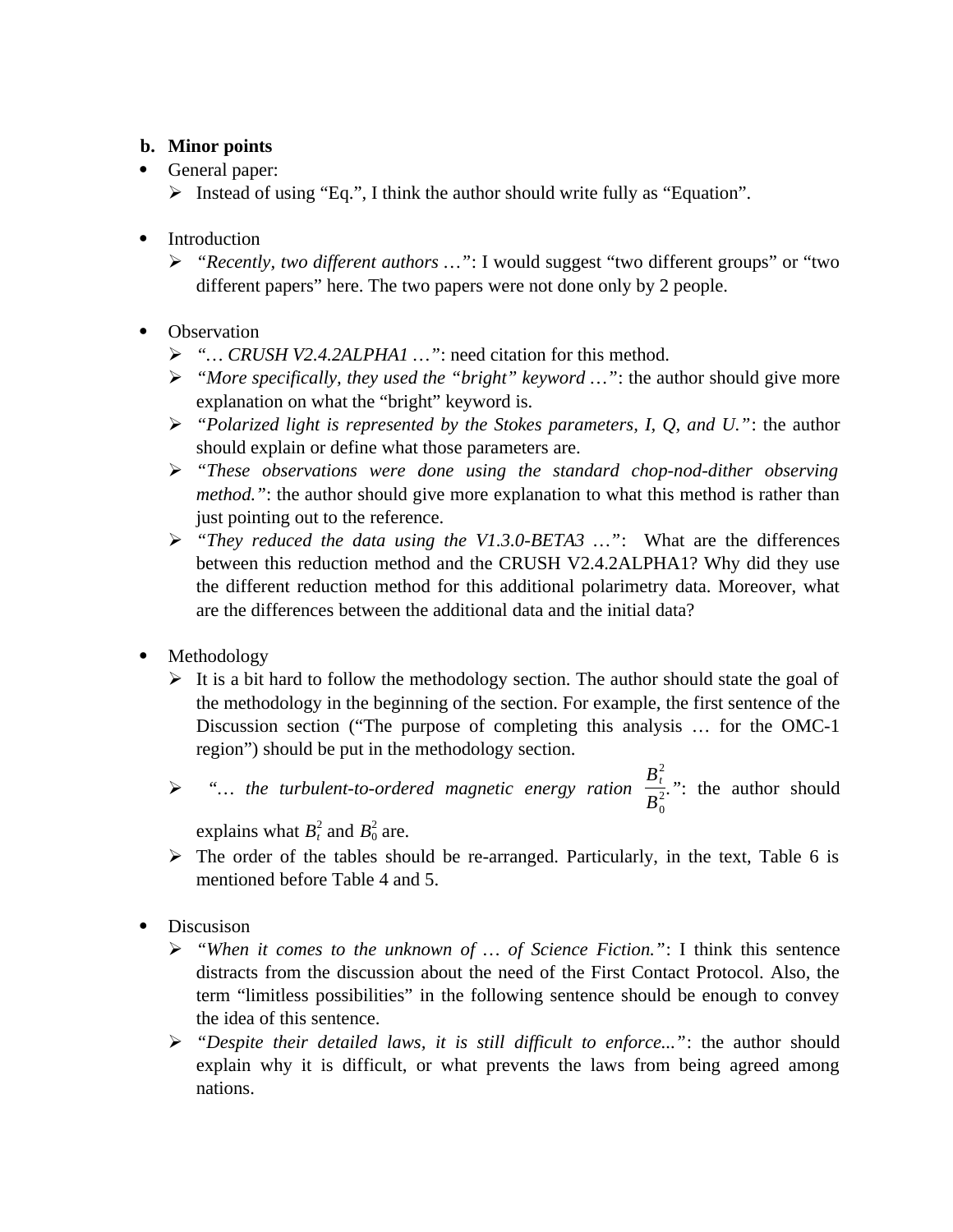**b. Minor points**

- General paper:
  - Instead of using "Eq.", I think the author should write fully as "Equation".

- Introduction
  - *"Recently, two different authors …"*: I would suggest "two different groups" or "two different papers" here. The two papers were not done only by 2 people.

- Observation
  - *"… CRUSH V2.4.2ALPHA1 …"*: need citation for this method.
  - *"More specifically, they used the "bright" keyword …"*: the author should give more explanation on what the "bright" keyword is.
  - *"Polarized light is represented by the Stokes parameters, I, Q, and U."*: the author should explain or define what those parameters are.
  - *"These observations were done using the standard chop-nod-dither observing method."*: the author should give more explanation to what this method is rather than just pointing out to the reference.
  - *"They reduced the data using the V1.3.0-BETA3 …"*: What are the differences between this reduction method and the CRUSH V2.4.2ALPHA1? Why did they use the different reduction method for this additional polarimetry data. Moreover, what are the differences between the additional data and the initial data?

- Methodology
  - It is a bit hard to follow the methodology section. The author should state the goal of the methodology in the beginning of the section. For example, the first sentence of the Discussion section ("The purpose of completing this analysis … for the OMC-1 region") should be put in the methodology section.
  - *"… the turbulent-to-ordered magnetic energy ration* $\frac{B_t^2}{B_0^2}$*."*: the author should explains what $B_t^2$ and $B_0^2$ are.
  - The order of the tables should be re-arranged. Particularly, in the text, Table 6 is mentioned before Table 4 and 5.

- Discusison
  - *"When it comes to the unknown of … of Science Fiction."*: I think this sentence distracts from the discussion about the need of the First Contact Protocol. Also, the term "limitless possibilities" in the following sentence should be enough to convey the idea of this sentence.
  - *"Despite their detailed laws, it is still difficult to enforce..."*: the author should explain why it is difficult, or what prevents the laws from being agreed among nations.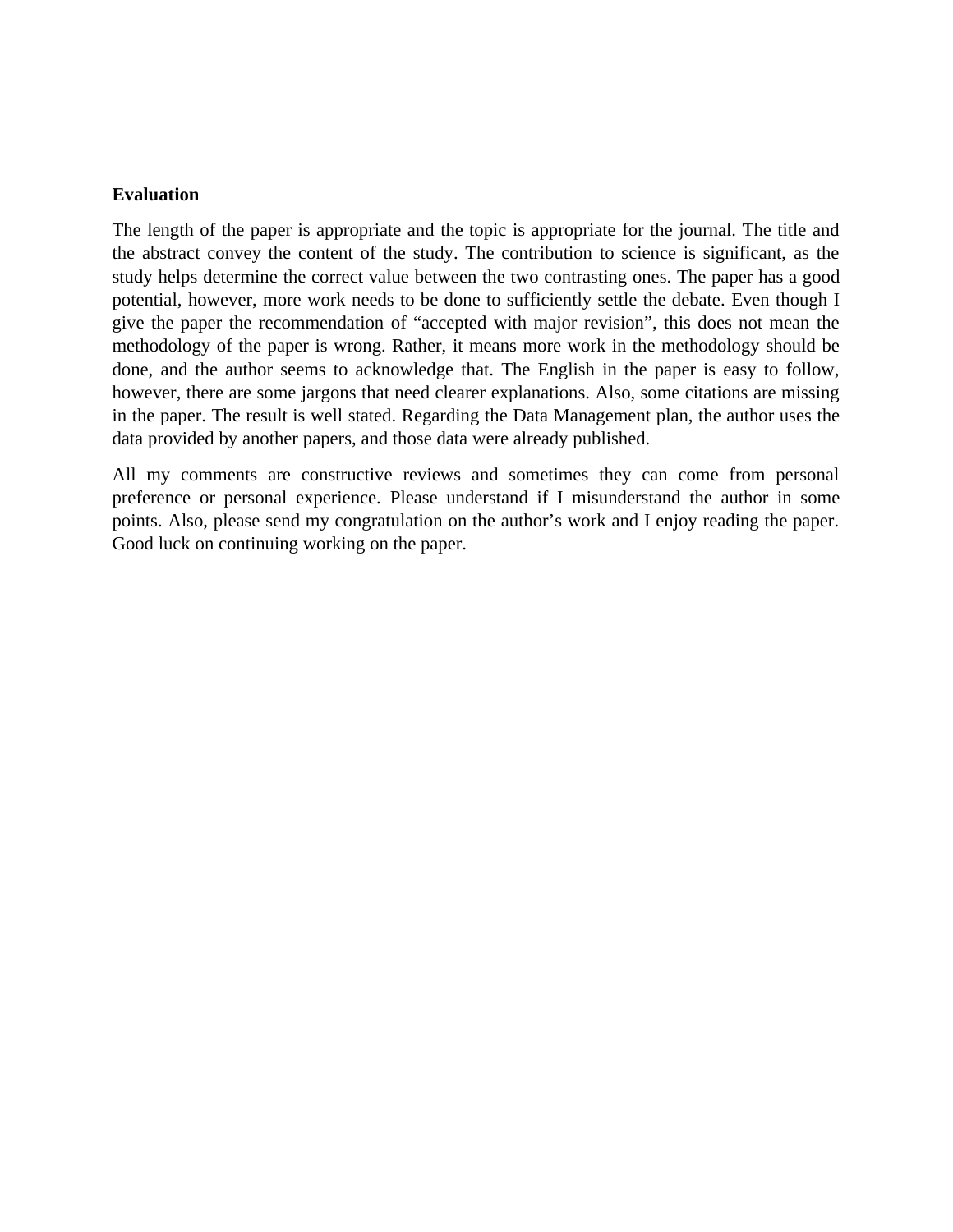**Evaluation**

The length of the paper is appropriate and the topic is appropriate for the journal. The title and the abstract convey the content of the study. The contribution to science is significant, as the study helps determine the correct value between the two contrasting ones. The paper has a good potential, however, more work needs to be done to sufficiently settle the debate. Even though I give the paper the recommendation of "accepted with major revision", this does not mean the methodology of the paper is wrong. Rather, it means more work in the methodology should be done, and the author seems to acknowledge that. The English in the paper is easy to follow, however, there are some jargons that need clearer explanations. Also, some citations are missing in the paper. The result is well stated. Regarding the Data Management plan, the author uses the data provided by another papers, and those data were already published.

All my comments are constructive reviews and sometimes they can come from personal preference or personal experience. Please understand if I misunderstand the author in some points. Also, please send my congratulation on the author's work and I enjoy reading the paper. Good luck on continuing working on the paper.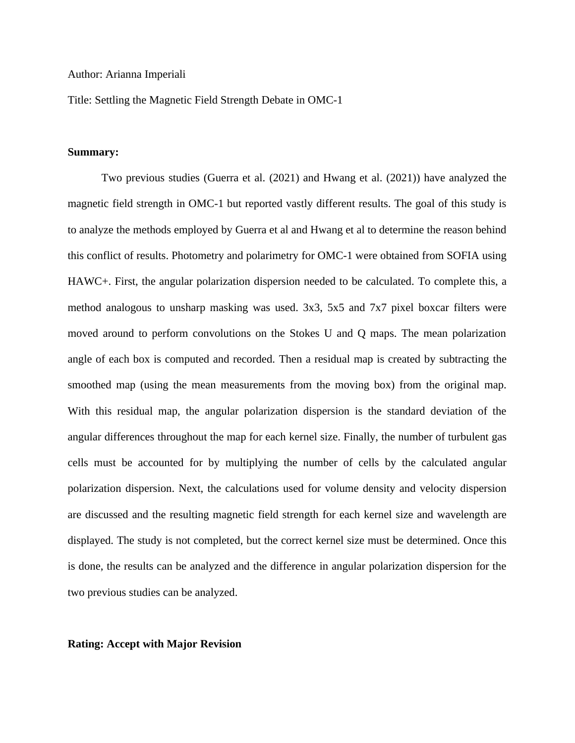Author: Arianna Imperiali

Title: Settling the Magnetic Field Strength Debate in OMC-1

**Summary:**

Two previous studies (Guerra et al. (2021) and Hwang et al. (2021)) have analyzed the magnetic field strength in OMC-1 but reported vastly different results. The goal of this study is to analyze the methods employed by Guerra et al and Hwang et al to determine the reason behind this conflict of results. Photometry and polarimetry for OMC-1 were obtained from SOFIA using HAWC+. First, the angular polarization dispersion needed to be calculated. To complete this, a method analogous to unsharp masking was used. 3x3, 5x5 and 7x7 pixel boxcar filters were moved around to perform convolutions on the Stokes U and Q maps. The mean polarization angle of each box is computed and recorded. Then a residual map is created by subtracting the smoothed map (using the mean measurements from the moving box) from the original map. With this residual map, the angular polarization dispersion is the standard deviation of the angular differences throughout the map for each kernel size. Finally, the number of turbulent gas cells must be accounted for by multiplying the number of cells by the calculated angular polarization dispersion. Next, the calculations used for volume density and velocity dispersion are discussed and the resulting magnetic field strength for each kernel size and wavelength are displayed. The study is not completed, but the correct kernel size must be determined. Once this is done, the results can be analyzed and the difference in angular polarization dispersion for the two previous studies can be analyzed.

**Rating: Accept with Major Revision**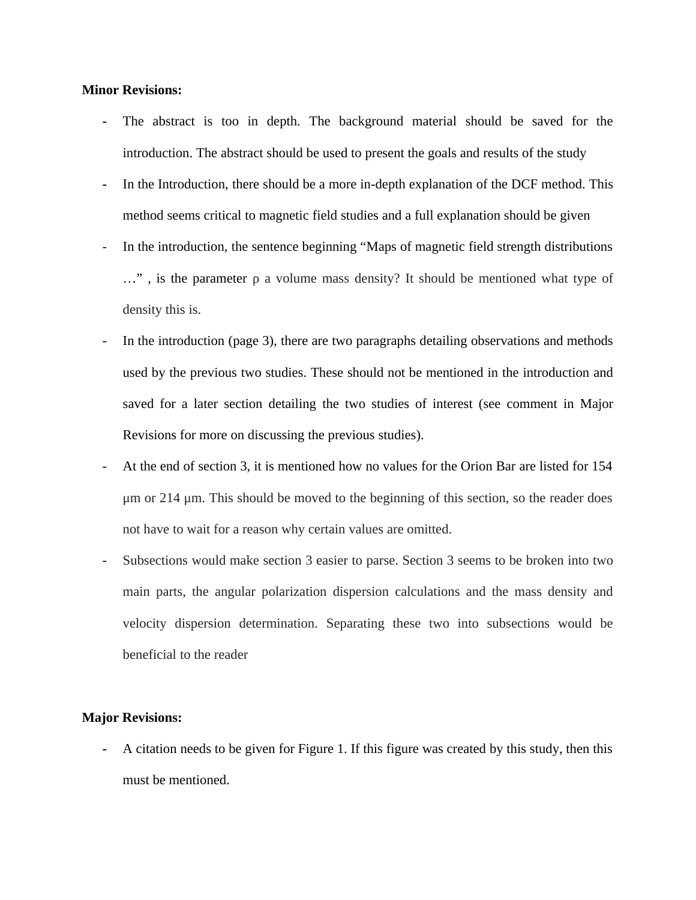**Minor Revisions:**

- The abstract is too in depth. The background material should be saved for the introduction. The abstract should be used to present the goals and results of the study
- In the Introduction, there should be a more in-depth explanation of the DCF method. This method seems critical to magnetic field studies and a full explanation should be given
- In the introduction, the sentence beginning "Maps of magnetic field strength distributions …" , is the parameter $\rho$ a volume mass density? It should be mentioned what type of density this is.
- In the introduction (page 3), there are two paragraphs detailing observations and methods used by the previous two studies. These should not be mentioned in the introduction and saved for a later section detailing the two studies of interest (see comment in Major Revisions for more on discussing the previous studies).
- At the end of section 3, it is mentioned how no values for the Orion Bar are listed for 154 μm or 214 μm. This should be moved to the beginning of this section, so the reader does not have to wait for a reason why certain values are omitted.
- Subsections would make section 3 easier to parse. Section 3 seems to be broken into two main parts, the angular polarization dispersion calculations and the mass density and velocity dispersion determination. Separating these two into subsections would be beneficial to the reader

**Major Revisions:**

- A citation needs to be given for Figure 1. If this figure was created by this study, then this must be mentioned.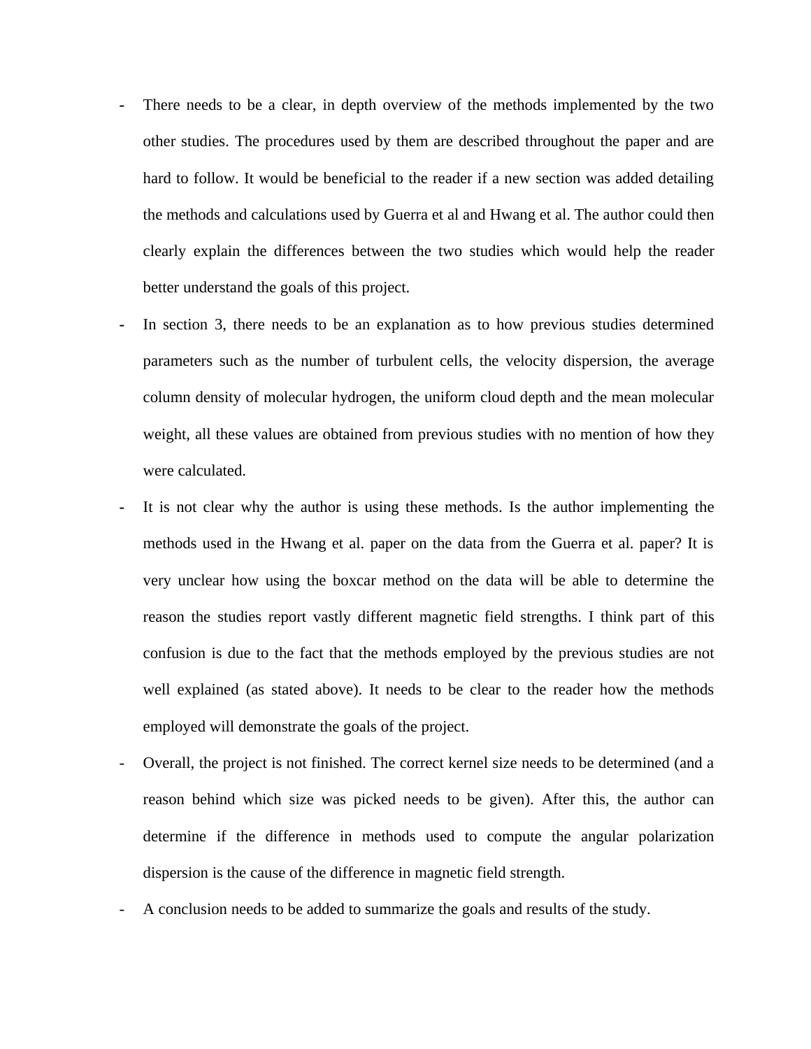- There needs to be a clear, in depth overview of the methods implemented by the two other studies. The procedures used by them are described throughout the paper and are hard to follow. It would be beneficial to the reader if a new section was added detailing the methods and calculations used by Guerra et al and Hwang et al. The author could then clearly explain the differences between the two studies which would help the reader better understand the goals of this project.
- In section 3, there needs to be an explanation as to how previous studies determined parameters such as the number of turbulent cells, the velocity dispersion, the average column density of molecular hydrogen, the uniform cloud depth and the mean molecular weight, all these values are obtained from previous studies with no mention of how they were calculated.
- It is not clear why the author is using these methods. Is the author implementing the methods used in the Hwang et al. paper on the data from the Guerra et al. paper? It is very unclear how using the boxcar method on the data will be able to determine the reason the studies report vastly different magnetic field strengths. I think part of this confusion is due to the fact that the methods employed by the previous studies are not well explained (as stated above). It needs to be clear to the reader how the methods employed will demonstrate the goals of the project.
- Overall, the project is not finished. The correct kernel size needs to be determined (and a reason behind which size was picked needs to be given). After this, the author can determine if the difference in methods used to compute the angular polarization dispersion is the cause of the difference in magnetic field strength.
- A conclusion needs to be added to summarize the goals and results of the study.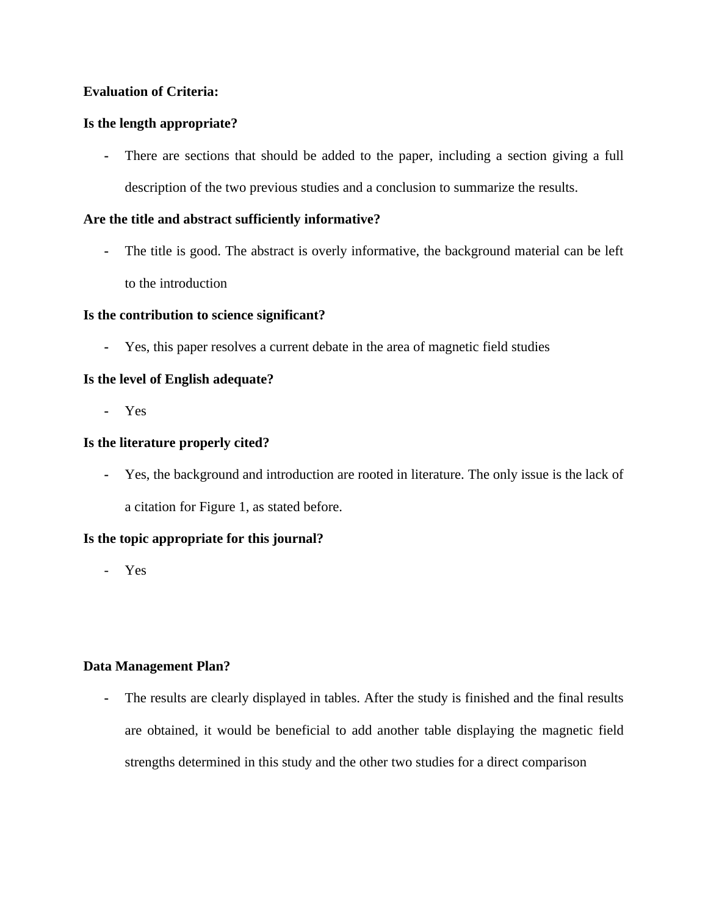**Evaluation of Criteria:**

**Is the length appropriate?**

- There are sections that should be added to the paper, including a section giving a full description of the two previous studies and a conclusion to summarize the results.

**Are the title and abstract sufficiently informative?**

- The title is good. The abstract is overly informative, the background material can be left to the introduction

**Is the contribution to science significant?**

- Yes, this paper resolves a current debate in the area of magnetic field studies

**Is the level of English adequate?**

- Yes

**Is the literature properly cited?**

- Yes, the background and introduction are rooted in literature. The only issue is the lack of a citation for Figure 1, as stated before.

**Is the topic appropriate for this journal?**

- Yes

**Data Management Plan?**

- The results are clearly displayed in tables. After the study is finished and the final results are obtained, it would be beneficial to add another table displaying the magnetic field strengths determined in this study and the other two studies for a direct comparison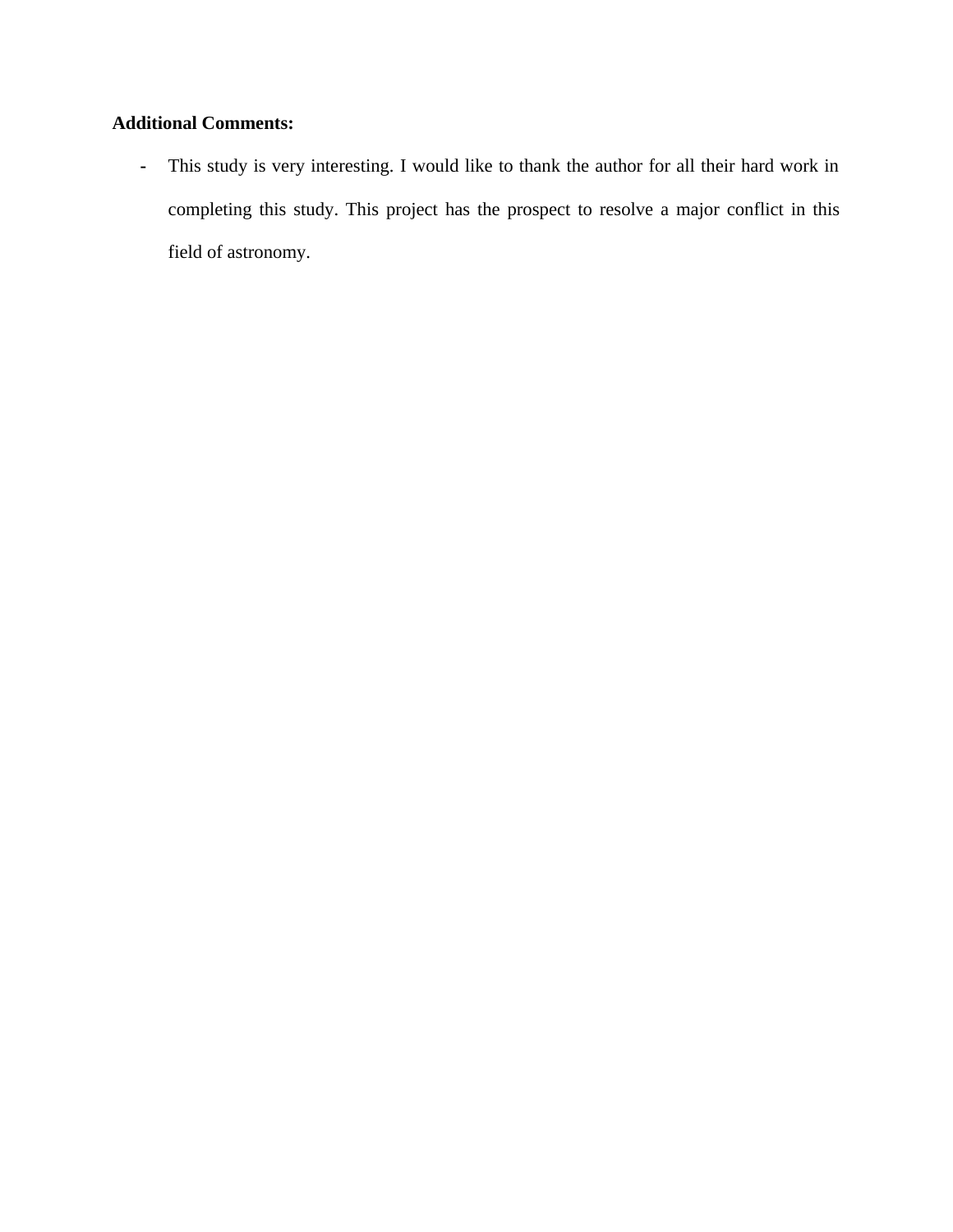**Additional Comments:**

- This study is very interesting. I would like to thank the author for all their hard work in completing this study. This project has the prospect to resolve a major conflict in this field of astronomy.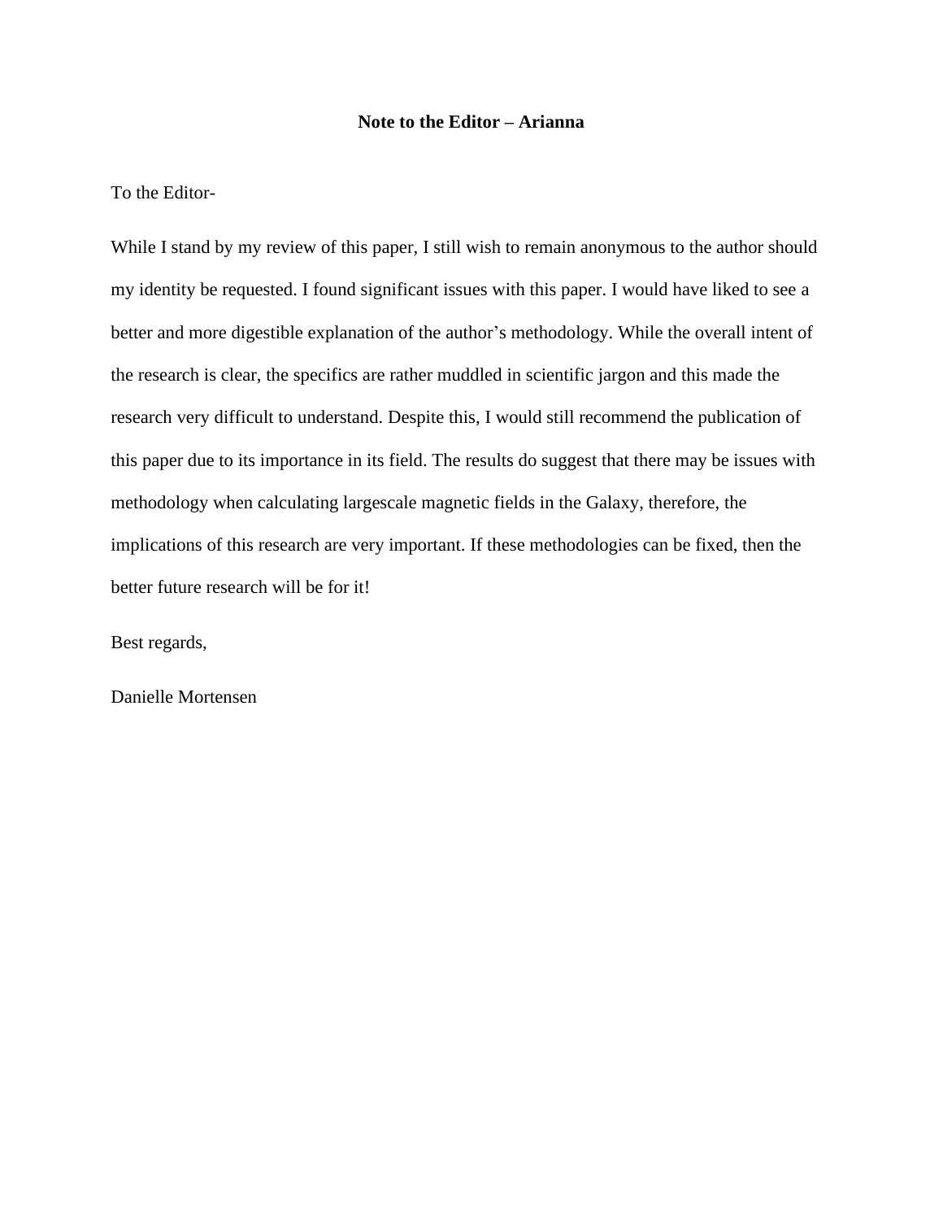**Note to the Editor – Arianna**

To the Editor-

While I stand by my review of this paper, I still wish to remain anonymous to the author should my identity be requested. I found significant issues with this paper. I would have liked to see a better and more digestible explanation of the author's methodology. While the overall intent of the research is clear, the specifics are rather muddled in scientific jargon and this made the research very difficult to understand. Despite this, I would still recommend the publication of this paper due to its importance in its field. The results do suggest that there may be issues with methodology when calculating largescale magnetic fields in the Galaxy, therefore, the implications of this research are very important. If these methodologies can be fixed, then the better future research will be for it!

Best regards,

Danielle Mortensen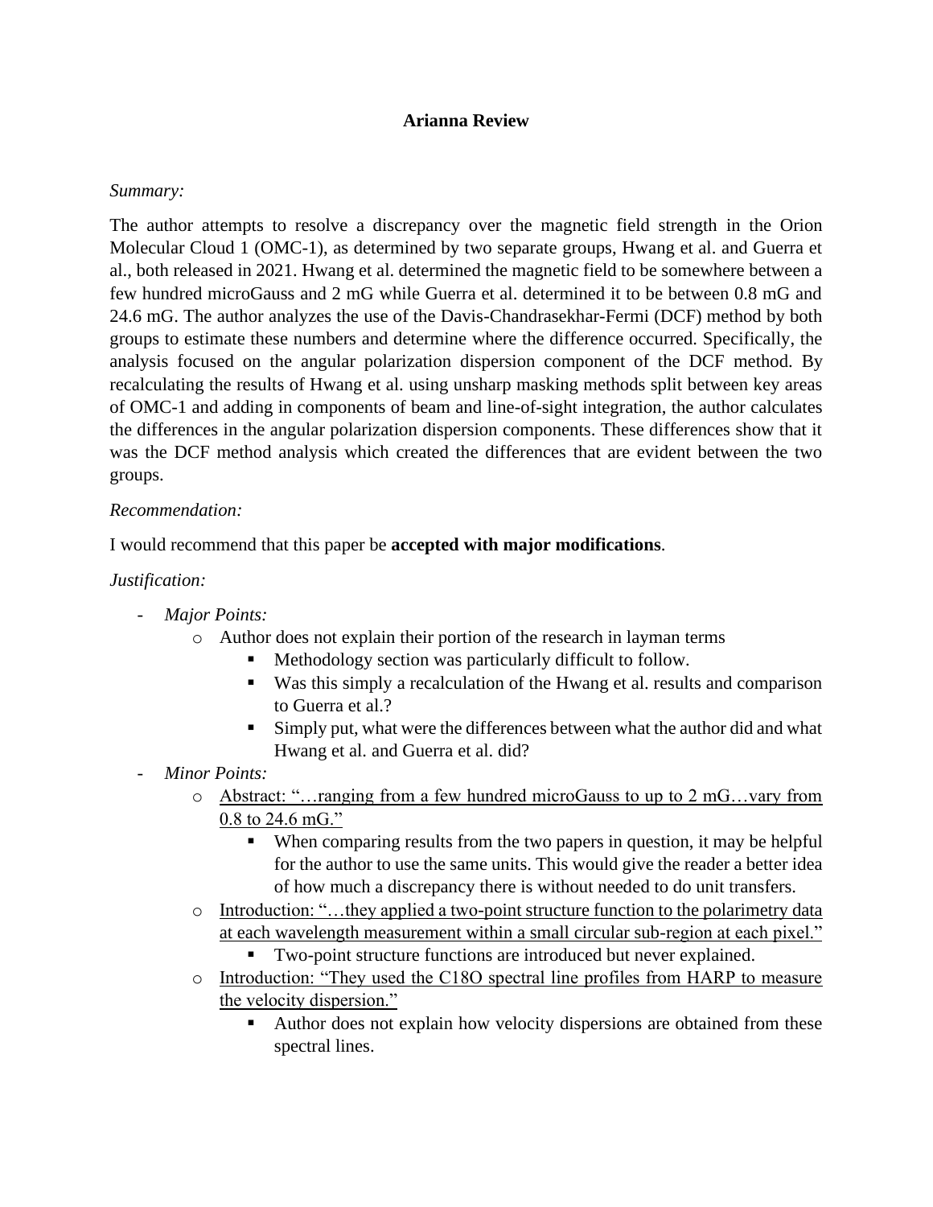**Arianna Review**

*Summary:*

The author attempts to resolve a discrepancy over the magnetic field strength in the Orion Molecular Cloud 1 (OMC-1), as determined by two separate groups, Hwang et al. and Guerra et al., both released in 2021. Hwang et al. determined the magnetic field to be somewhere between a few hundred microGauss and 2 mG while Guerra et al. determined it to be between 0.8 mG and 24.6 mG. The author analyzes the use of the Davis-Chandrasekhar-Fermi (DCF) method by both groups to estimate these numbers and determine where the difference occurred. Specifically, the analysis focused on the angular polarization dispersion component of the DCF method. By recalculating the results of Hwang et al. using unsharp masking methods split between key areas of OMC-1 and adding in components of beam and line-of-sight integration, the author calculates the differences in the angular polarization dispersion components. These differences show that it was the DCF method analysis which created the differences that are evident between the two groups.

*Recommendation:*

I would recommend that this paper be **accepted with major modifications**.

*Justification:*

- *Major Points:*
  - Author does not explain their portion of the research in layman terms
    - Methodology section was particularly difficult to follow.
    - Was this simply a recalculation of the Hwang et al. results and comparison to Guerra et al.?
    - Simply put, what were the differences between what the author did and what Hwang et al. and Guerra et al. did?
- *Minor Points:*
  - <u>Abstract: "…ranging from a few hundred microGauss to up to 2 mG…vary from 0.8 to 24.6 mG."</u>
    - When comparing results from the two papers in question, it may be helpful for the author to use the same units. This would give the reader a better idea of how much a discrepancy there is without needed to do unit transfers.
  - <u>Introduction: "…they applied a two-point structure function to the polarimetry data at each wavelength measurement within a small circular sub-region at each pixel."</u>
    - Two-point structure functions are introduced but never explained.
  - <u>Introduction: "They used the C18O spectral line profiles from HARP to measure the velocity dispersion."</u>
    - Author does not explain how velocity dispersions are obtained from these spectral lines.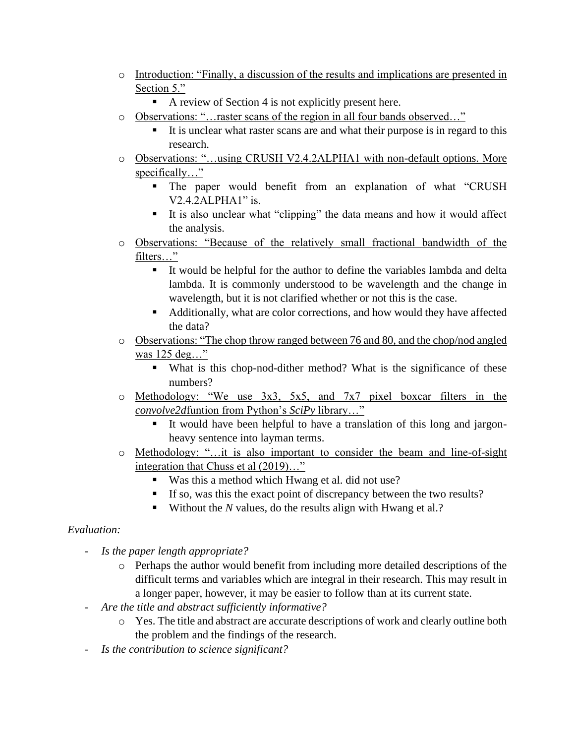- Introduction: "Finally, a discussion of the results and implications are presented in Section 5."
  - A review of Section 4 is not explicitly present here.
- Observations: "…raster scans of the region in all four bands observed…"
  - It is unclear what raster scans are and what their purpose is in regard to this research.
- Observations: "…using CRUSH V2.4.2ALPHA1 with non-default options. More specifically…"
  - The paper would benefit from an explanation of what "CRUSH V2.4.2ALPHA1" is.
  - It is also unclear what "clipping" the data means and how it would affect the analysis.
- Observations: "Because of the relatively small fractional bandwidth of the filters…"
  - It would be helpful for the author to define the variables lambda and delta lambda. It is commonly understood to be wavelength and the change in wavelength, but it is not clarified whether or not this is the case.
  - Additionally, what are color corrections, and how would they have affected the data?
- Observations: "The chop throw ranged between 76 and 80, and the chop/nod angled was 125 deg…"
  - What is this chop-nod-dither method? What is the significance of these numbers?
- Methodology: "We use 3x3, 5x5, and 7x7 pixel boxcar filters in the *convolve2d*funtion from Python's *SciPy* library…"
  - It would have been helpful to have a translation of this long and jargon-heavy sentence into layman terms.
- Methodology: "…it is also important to consider the beam and line-of-sight integration that Chuss et al (2019)…"
  - Was this a method which Hwang et al. did not use?
  - If so, was this the exact point of discrepancy between the two results?
  - Without the *N* values, do the results align with Hwang et al.?

*Evaluation:*

- *Is the paper length appropriate?*
  - Perhaps the author would benefit from including more detailed descriptions of the difficult terms and variables which are integral in their research. This may result in a longer paper, however, it may be easier to follow than at its current state.
- *Are the title and abstract sufficiently informative?*
  - Yes. The title and abstract are accurate descriptions of work and clearly outline both the problem and the findings of the research.
- *Is the contribution to science significant?*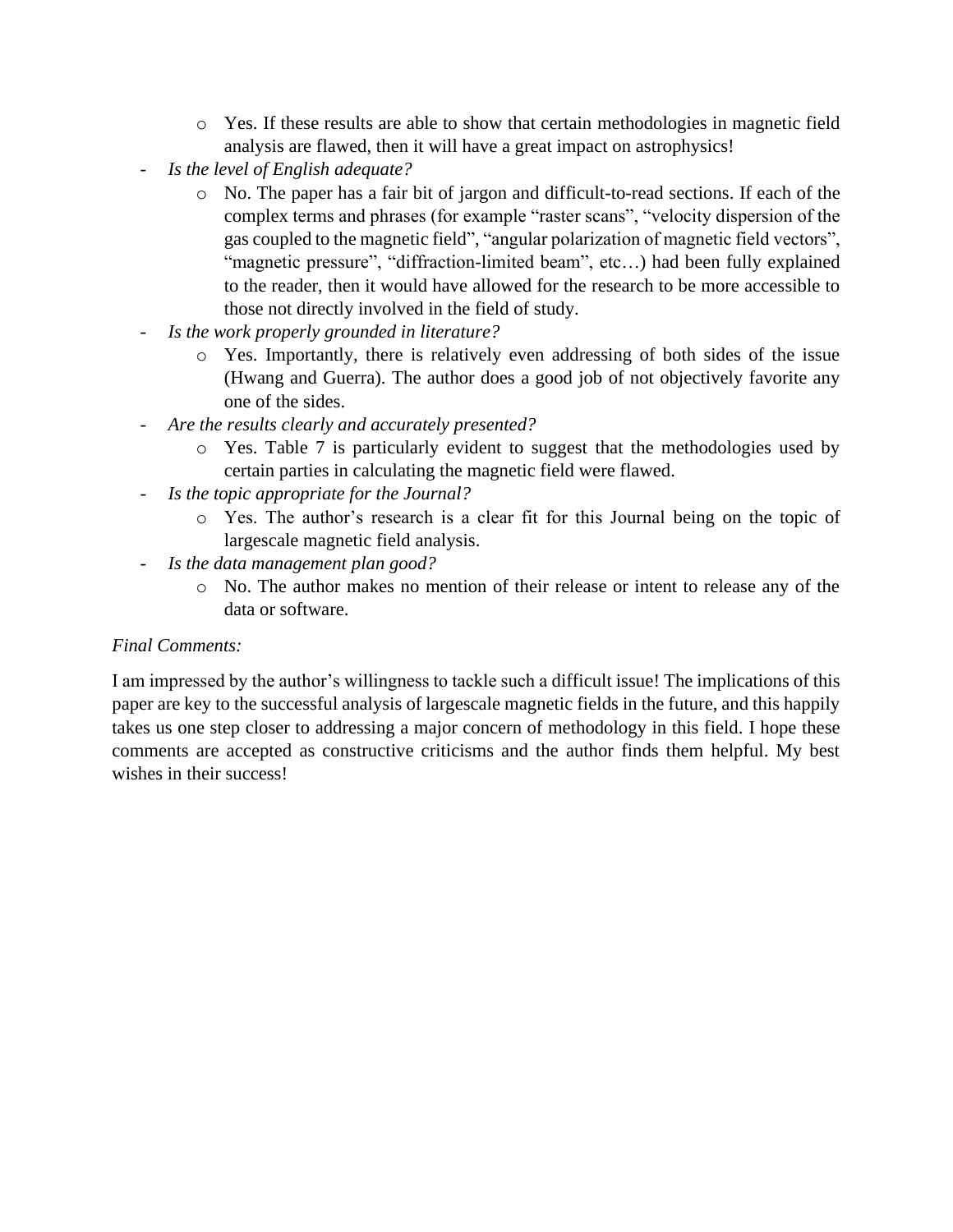- Yes. If these results are able to show that certain methodologies in magnetic field analysis are flawed, then it will have a great impact on astrophysics!

- *Is the level of English adequate?*
  - No. The paper has a fair bit of jargon and difficult-to-read sections. If each of the complex terms and phrases (for example "raster scans", "velocity dispersion of the gas coupled to the magnetic field", "angular polarization of magnetic field vectors", "magnetic pressure", "diffraction-limited beam", etc…) had been fully explained to the reader, then it would have allowed for the research to be more accessible to those not directly involved in the field of study.
- *Is the work properly grounded in literature?*
  - Yes. Importantly, there is relatively even addressing of both sides of the issue (Hwang and Guerra). The author does a good job of not objectively favorite any one of the sides.
- *Are the results clearly and accurately presented?*
  - Yes. Table 7 is particularly evident to suggest that the methodologies used by certain parties in calculating the magnetic field were flawed.
- *Is the topic appropriate for the Journal?*
  - Yes. The author's research is a clear fit for this Journal being on the topic of largescale magnetic field analysis.
- *Is the data management plan good?*
  - No. The author makes no mention of their release or intent to release any of the data or software.

*Final Comments:*

I am impressed by the author's willingness to tackle such a difficult issue! The implications of this paper are key to the successful analysis of largescale magnetic fields in the future, and this happily takes us one step closer to addressing a major concern of methodology in this field. I hope these comments are accepted as constructive criticisms and the author finds them helpful. My best wishes in their success!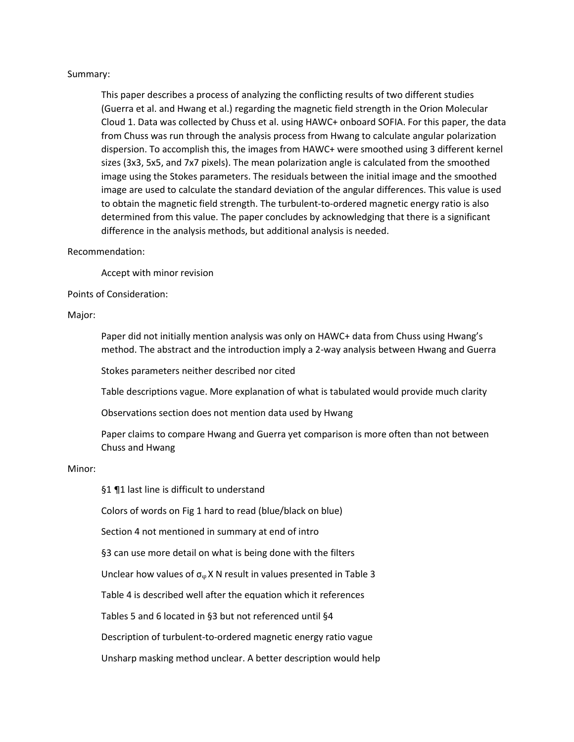Summary:

This paper describes a process of analyzing the conflicting results of two different studies (Guerra et al. and Hwang et al.) regarding the magnetic field strength in the Orion Molecular Cloud 1. Data was collected by Chuss et al. using HAWC+ onboard SOFIA. For this paper, the data from Chuss was run through the analysis process from Hwang to calculate angular polarization dispersion. To accomplish this, the images from HAWC+ were smoothed using 3 different kernel sizes (3x3, 5x5, and 7x7 pixels). The mean polarization angle is calculated from the smoothed image using the Stokes parameters. The residuals between the initial image and the smoothed image are used to calculate the standard deviation of the angular differences. This value is used to obtain the magnetic field strength. The turbulent-to-ordered magnetic energy ratio is also determined from this value. The paper concludes by acknowledging that there is a significant difference in the analysis methods, but additional analysis is needed.

Recommendation:

Accept with minor revision

Points of Consideration:

Major:

Paper did not initially mention analysis was only on HAWC+ data from Chuss using Hwang's method. The abstract and the introduction imply a 2-way analysis between Hwang and Guerra

Stokes parameters neither described nor cited

Table descriptions vague. More explanation of what is tabulated would provide much clarity

Observations section does not mention data used by Hwang

Paper claims to compare Hwang and Guerra yet comparison is more often than not between Chuss and Hwang

Minor:

§1 ¶1 last line is difficult to understand

Colors of words on Fig 1 hard to read (blue/black on blue)

Section 4 not mentioned in summary at end of intro

§3 can use more detail on what is being done with the filters

Unclear how values of $\sigma_{\varphi}$ X N result in values presented in Table 3

Table 4 is described well after the equation which it references

Tables 5 and 6 located in §3 but not referenced until §4

Description of turbulent-to-ordered magnetic energy ratio vague

Unsharp masking method unclear. A better description would help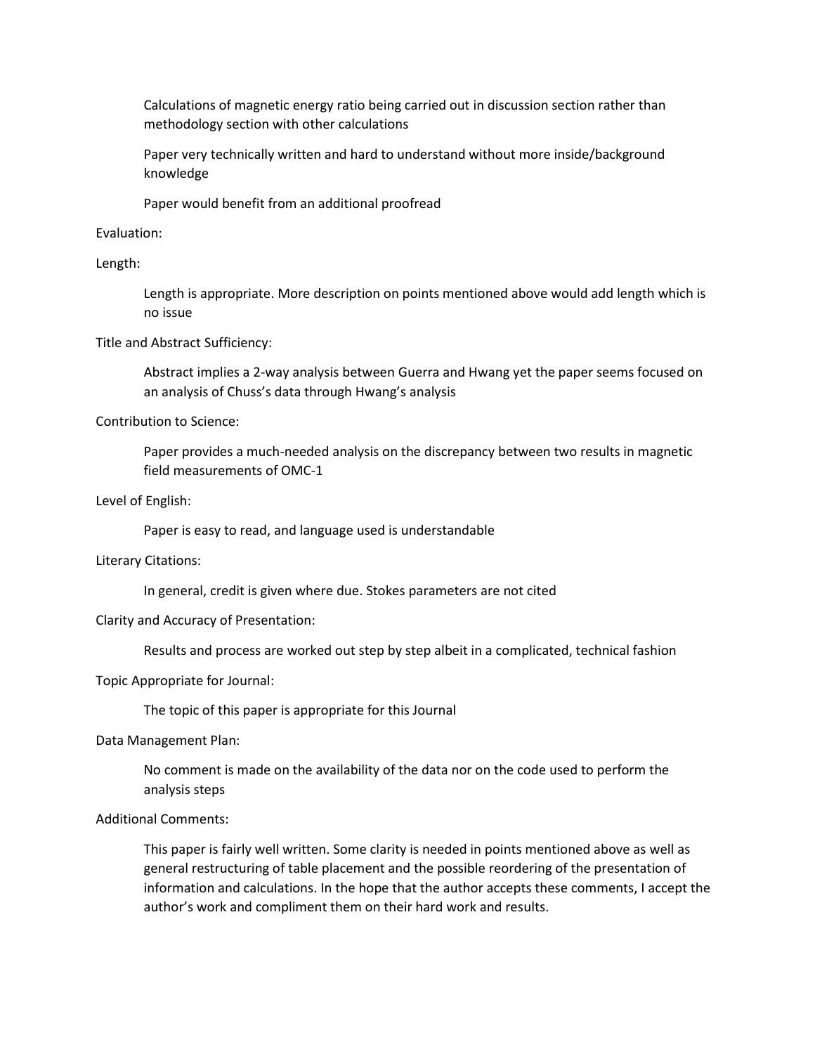Calculations of magnetic energy ratio being carried out in discussion section rather than methodology section with other calculations

Paper very technically written and hard to understand without more inside/background knowledge

Paper would benefit from an additional proofread

Evaluation:

Length:

Length is appropriate. More description on points mentioned above would add length which is no issue

Title and Abstract Sufficiency:

Abstract implies a 2-way analysis between Guerra and Hwang yet the paper seems focused on an analysis of Chuss's data through Hwang's analysis

Contribution to Science:

Paper provides a much-needed analysis on the discrepancy between two results in magnetic field measurements of OMC-1

Level of English:

Paper is easy to read, and language used is understandable

Literary Citations:

In general, credit is given where due. Stokes parameters are not cited

Clarity and Accuracy of Presentation:

Results and process are worked out step by step albeit in a complicated, technical fashion

Topic Appropriate for Journal:

The topic of this paper is appropriate for this Journal

Data Management Plan:

No comment is made on the availability of the data nor on the code used to perform the analysis steps

Additional Comments:

This paper is fairly well written. Some clarity is needed in points mentioned above as well as general restructuring of table placement and the possible reordering of the presentation of information and calculations. In the hope that the author accepts these comments, I accept the author's work and compliment them on their hard work and results.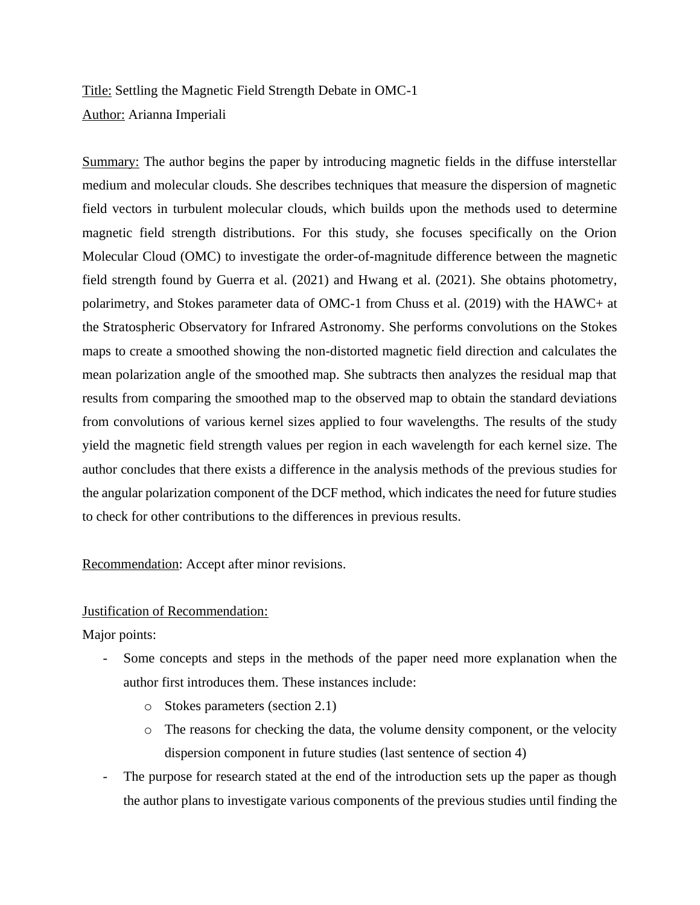Title: Settling the Magnetic Field Strength Debate in OMC-1

Author: Arianna Imperiali

Summary: The author begins the paper by introducing magnetic fields in the diffuse interstellar medium and molecular clouds. She describes techniques that measure the dispersion of magnetic field vectors in turbulent molecular clouds, which builds upon the methods used to determine magnetic field strength distributions. For this study, she focuses specifically on the Orion Molecular Cloud (OMC) to investigate the order-of-magnitude difference between the magnetic field strength found by Guerra et al. (2021) and Hwang et al. (2021). She obtains photometry, polarimetry, and Stokes parameter data of OMC-1 from Chuss et al. (2019) with the HAWC+ at the Stratospheric Observatory for Infrared Astronomy. She performs convolutions on the Stokes maps to create a smoothed showing the non-distorted magnetic field direction and calculates the mean polarization angle of the smoothed map. She subtracts then analyzes the residual map that results from comparing the smoothed map to the observed map to obtain the standard deviations from convolutions of various kernel sizes applied to four wavelengths. The results of the study yield the magnetic field strength values per region in each wavelength for each kernel size. The author concludes that there exists a difference in the analysis methods of the previous studies for the angular polarization component of the DCF method, which indicates the need for future studies to check for other contributions to the differences in previous results.

Recommendation: Accept after minor revisions.

Justification of Recommendation:

Major points:

- Some concepts and steps in the methods of the paper need more explanation when the author first introduces them. These instances include:
  - Stokes parameters (section 2.1)
  - The reasons for checking the data, the volume density component, or the velocity dispersion component in future studies (last sentence of section 4)
- The purpose for research stated at the end of the introduction sets up the paper as though the author plans to investigate various components of the previous studies until finding the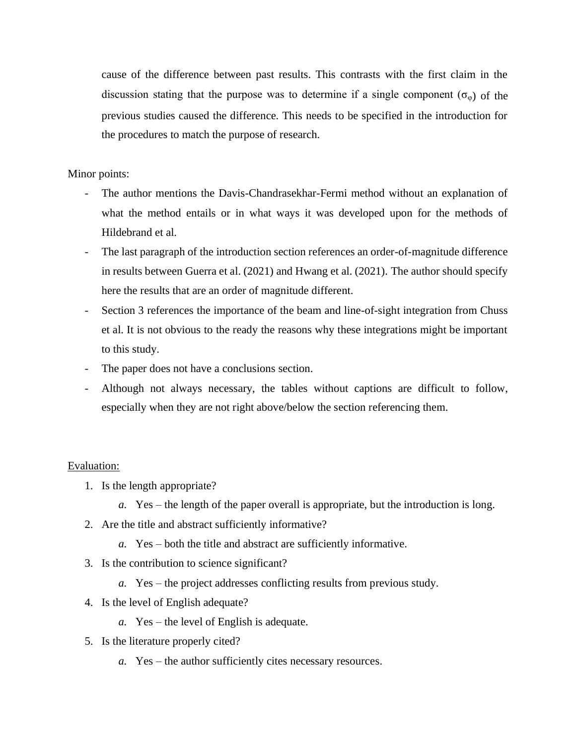cause of the difference between past results. This contrasts with the first claim in the discussion stating that the purpose was to determine if a single component ($\sigma_{\varphi}$) of the previous studies caused the difference. This needs to be specified in the introduction for the procedures to match the purpose of research.

Minor points:

- The author mentions the Davis-Chandrasekhar-Fermi method without an explanation of what the method entails or in what ways it was developed upon for the methods of Hildebrand et al.
- The last paragraph of the introduction section references an order-of-magnitude difference in results between Guerra et al. (2021) and Hwang et al. (2021). The author should specify here the results that are an order of magnitude different.
- Section 3 references the importance of the beam and line-of-sight integration from Chuss et al. It is not obvious to the ready the reasons why these integrations might be important to this study.
- The paper does not have a conclusions section.
- Although not always necessary, the tables without captions are difficult to follow, especially when they are not right above/below the section referencing them.

<u>Evaluation:</u>

1. Is the length appropriate?
   a. Yes – the length of the paper overall is appropriate, but the introduction is long.
2. Are the title and abstract sufficiently informative?
   a. Yes – both the title and abstract are sufficiently informative.
3. Is the contribution to science significant?
   a. Yes – the project addresses conflicting results from previous study.
4. Is the level of English adequate?
   a. Yes – the level of English is adequate.
5. Is the literature properly cited?
   a. Yes – the author sufficiently cites necessary resources.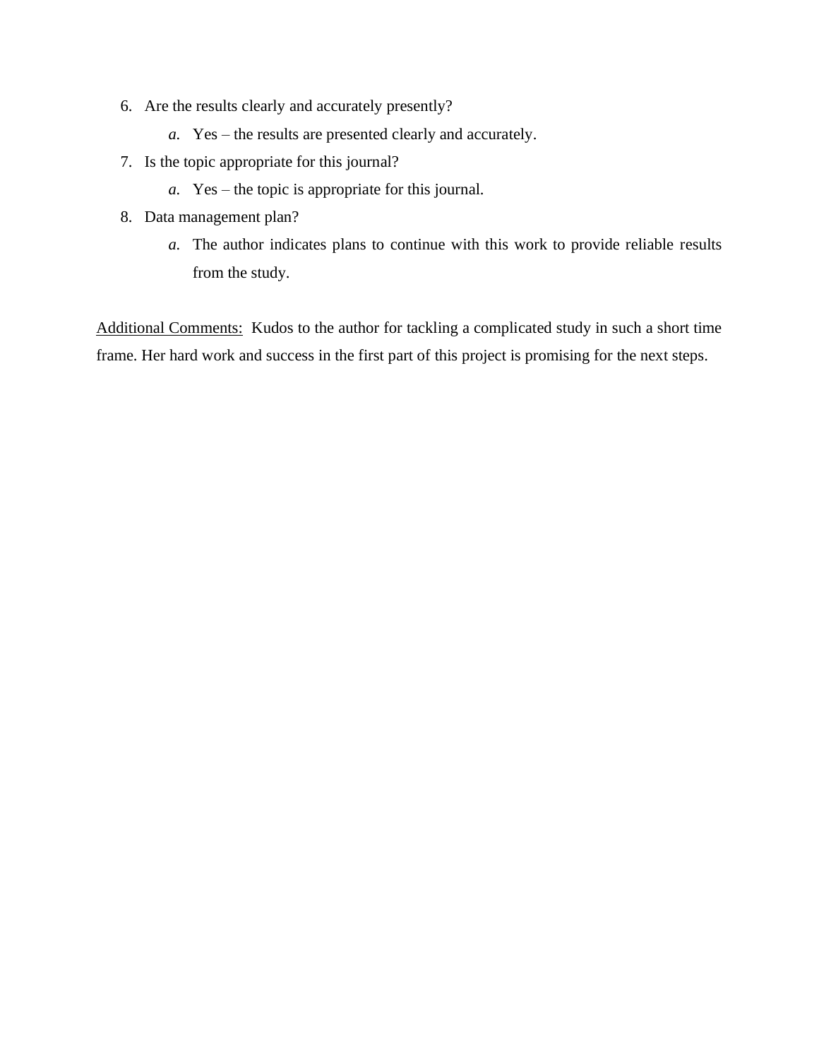6. Are the results clearly and accurately presently?
    *a.* Yes – the results are presented clearly and accurately.
7. Is the topic appropriate for this journal?
    *a.* Yes – the topic is appropriate for this journal.
8. Data management plan?
    *a.* The author indicates plans to continue with this work to provide reliable results from the study.

<u>Additional Comments:</u> Kudos to the author for tackling a complicated study in such a short time frame. Her hard work and success in the first part of this project is promising for the next steps.